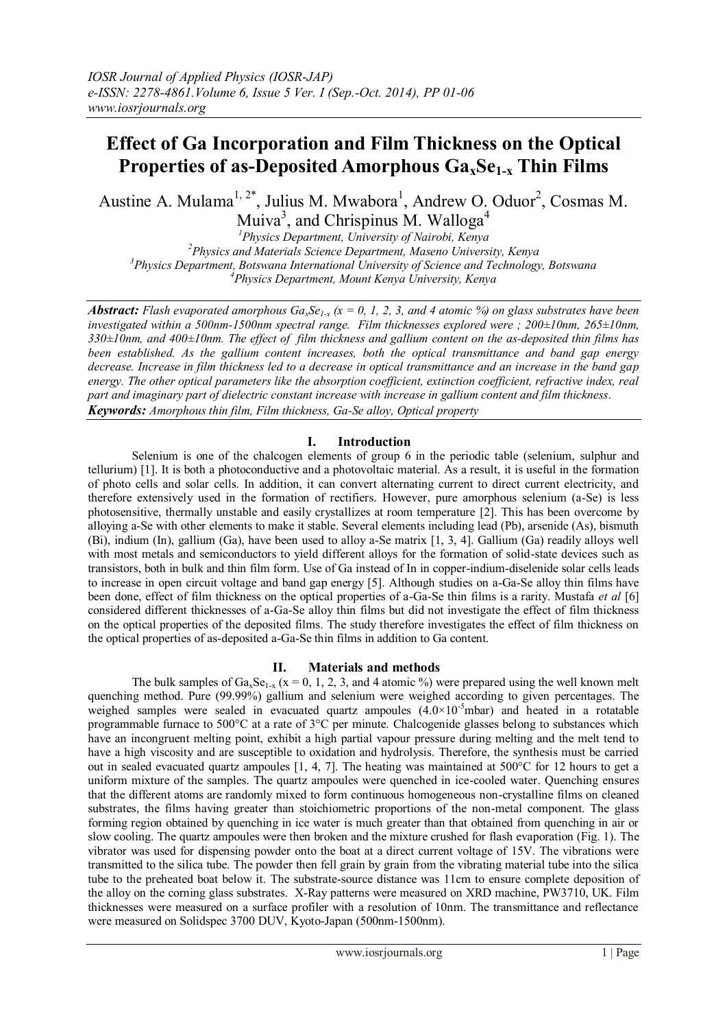# Effect of Ga Incorporation and Film Thickness on the Optical Properties of as-Deposited Amorphous $Ga_xSe_{1-x}$ Thin Films

Austine A. Mulama[1, 2*], Julius M. Mwabora[1], Andrew O. Oduor[2], Cosmas M. Muiva[3], and Chrispinus M. Walloga[4]

[1]Physics Department, University of Nairobi, Kenya
[2]Physics and Materials Science Department, Maseno University, Kenya
[3]Physics Department, Botswana International University of Science and Technology, Botswana
[4]Physics Department, Mount Kenya University, Kenya

***Abstract:*** *Flash evaporated amorphous $Ga_xSe_{1-x}$ (x = 0, 1, 2, 3, and 4 atomic %) on glass substrates have been investigated within a 500nm-1500nm spectral range. Film thicknesses explored were ; 200±10nm, 265±10nm, 330±10nm, and 400±10nm. The effect of film thickness and gallium content on the as-deposited thin films has been established. As the gallium content increases, both the optical transmittance and band gap energy decrease. Increase in film thickness led to a decrease in optical transmittance and an increase in the band gap energy. The other optical parameters like the absorption coefficient, extinction coefficient, refractive index, real part and imaginary part of dielectric constant increase with increase in gallium content and film thickness.*

***Keywords:*** *Amorphous thin film, Film thickness, Ga-Se alloy, Optical property*

## I. Introduction

Selenium is one of the chalcogen elements of group 6 in the periodic table (selenium, sulphur and tellurium) [1]. It is both a photoconductive and a photovoltaic material. As a result, it is useful in the formation of photo cells and solar cells. In addition, it can convert alternating current to direct current electricity, and therefore extensively used in the formation of rectifiers. However, pure amorphous selenium (a-Se) is less photosensitive, thermally unstable and easily crystallizes at room temperature [2]. This has been overcome by alloying a-Se with other elements to make it stable. Several elements including lead (Pb), arsenide (As), bismuth (Bi), indium (In), gallium (Ga), have been used to alloy a-Se matrix [1, 3, 4]. Gallium (Ga) readily alloys well with most metals and semiconductors to yield different alloys for the formation of solid-state devices such as transistors, both in bulk and thin film form. Use of Ga instead of In in copper-indium-diselenide solar cells leads to increase in open circuit voltage and band gap energy [5]. Although studies on a-Ga-Se alloy thin films have been done, effect of film thickness on the optical properties of a-Ga-Se thin films is a rarity. Mustafa *et al* [6] considered different thicknesses of a-Ga-Se alloy thin films but did not investigate the effect of film thickness on the optical properties of the deposited films. The study therefore investigates the effect of film thickness on the optical properties of as-deposited a-Ga-Se thin films in addition to Ga content.

## II. Materials and methods

The bulk samples of $Ga_xSe_{1-x}$ (x = 0, 1, 2, 3, and 4 atomic %) were prepared using the well known melt quenching method. Pure (99.99%) gallium and selenium were weighed according to given percentages. The weighed samples were sealed in evacuated quartz ampoules ($4.0\times10^{-5}$mbar) and heated in a rotatable programmable furnace to 500°C at a rate of 3°C per minute. Chalcogenide glasses belong to substances which have an incongruent melting point, exhibit a high partial vapour pressure during melting and the melt tend to have a high viscosity and are susceptible to oxidation and hydrolysis. Therefore, the synthesis must be carried out in sealed evacuated quartz ampoules [1, 4, 7]. The heating was maintained at 500°C for 12 hours to get a uniform mixture of the samples. The quartz ampoules were quenched in ice-cooled water. Quenching ensures that the different atoms are randomly mixed to form continuous homogeneous non-crystalline films on cleaned substrates, the films having greater than stoichiometric proportions of the non-metal component. The glass forming region obtained by quenching in ice water is much greater than that obtained from quenching in air or slow cooling. The quartz ampoules were then broken and the mixture crushed for flash evaporation (Fig. 1). The vibrator was used for dispensing powder onto the boat at a direct current voltage of 15V. The vibrations were transmitted to the silica tube. The powder then fell grain by grain from the vibrating material tube into the silica tube to the preheated boat below it. The substrate-source distance was 11cm to ensure complete deposition of the alloy on the corning glass substrates. X-Ray patterns were measured on XRD machine, PW3710, UK. Film thicknesses were measured on a surface profiler with a resolution of 10nm. The transmittance and reflectance were measured on Solidspec 3700 DUV, Kyoto-Japan (500nm-1500nm).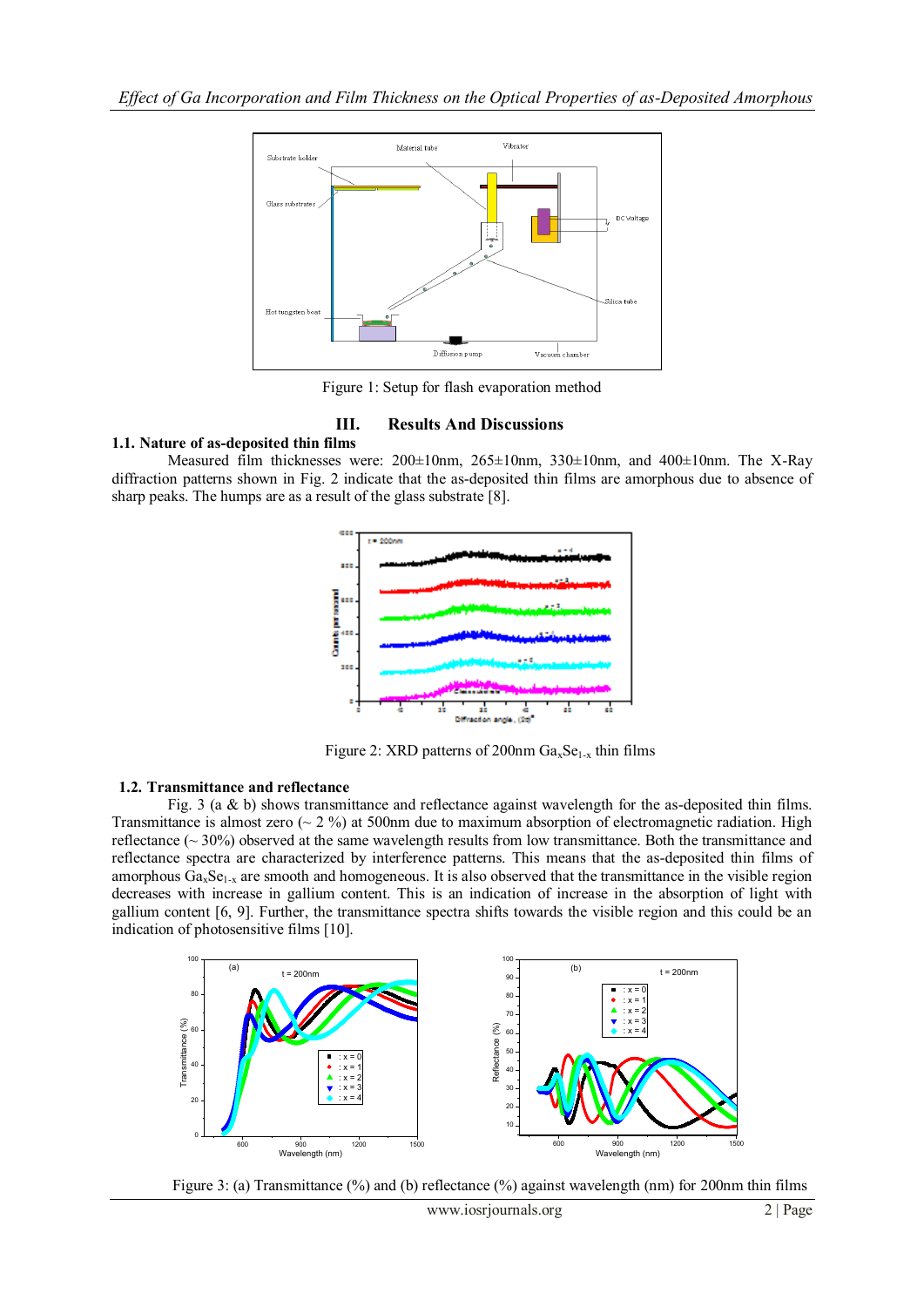Figure 1: Setup for flash evaporation method

## III. Results And Discussions

### 1.1. Nature of as-deposited thin films

Measured film thicknesses were: 200±10nm, 265±10nm, 330±10nm, and 400±10nm. The X-Ray diffraction patterns shown in Fig. 2 indicate that the as-deposited thin films are amorphous due to absence of sharp peaks. The humps are as a result of the glass substrate [8].

Figure 2: XRD patterns of 200nm $Ga_xSe_{1-x}$ thin films

### 1.2. Transmittance and reflectance

Fig. 3 (a & b) shows transmittance and reflectance against wavelength for the as-deposited thin films. Transmittance is almost zero (~ 2 %) at 500nm due to maximum absorption of electromagnetic radiation. High reflectance (~ 30%) observed at the same wavelength results from low transmittance. Both the transmittance and reflectance spectra are characterized by interference patterns. This means that the as-deposited thin films of amorphous $Ga_xSe_{1-x}$ are smooth and homogeneous. It is also observed that the transmittance in the visible region decreases with increase in gallium content. This is an indication of increase in the absorption of light with gallium content [6, 9]. Further, the transmittance spectra shifts towards the visible region and this could be an indication of photosensitive films [10].

Figure 3: (a) Transmittance (%) and (b) reflectance (%) against wavelength (nm) for 200nm thin films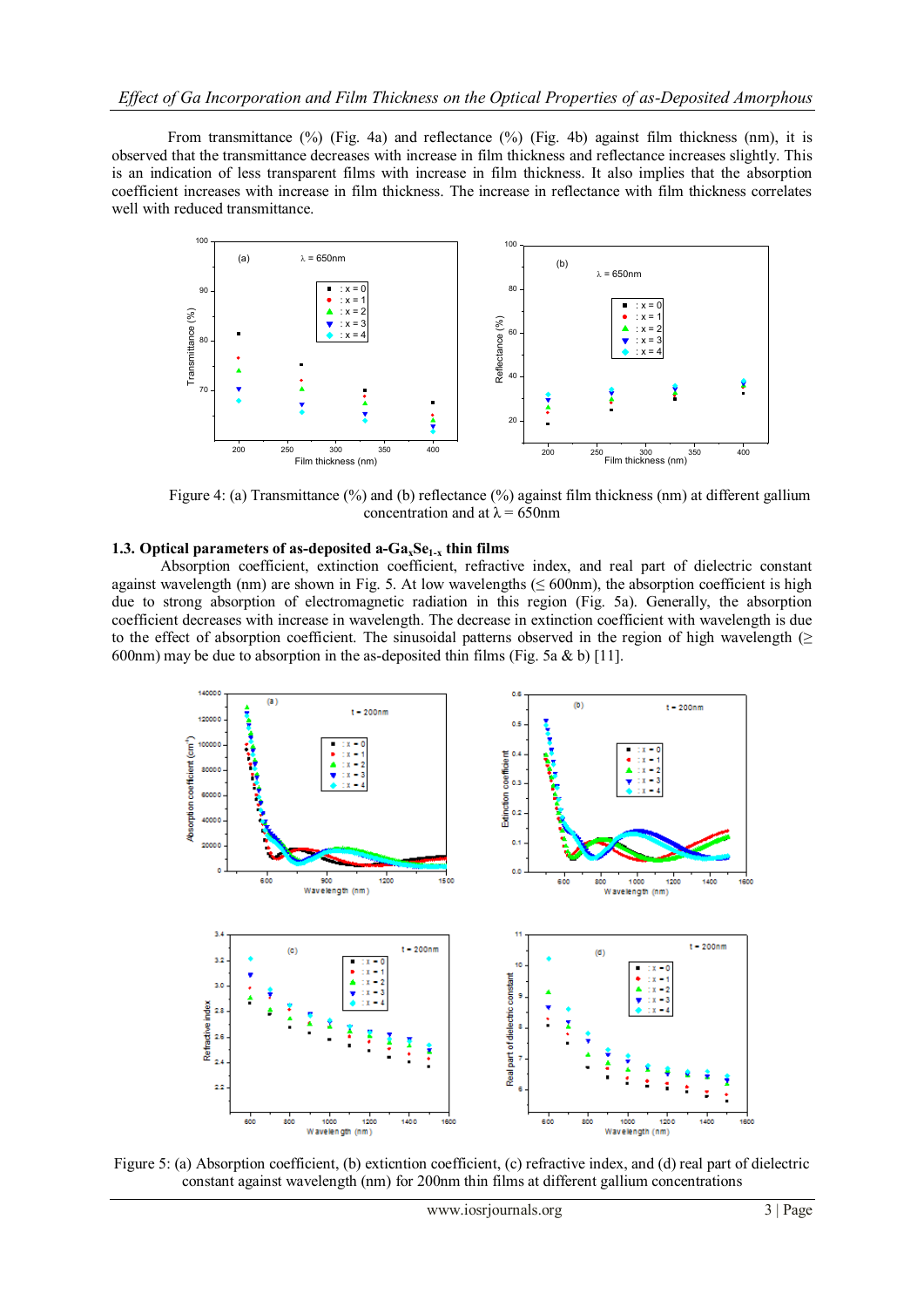From transmittance (%) (Fig. 4a) and reflectance (%) (Fig. 4b) against film thickness (nm), it is observed that the transmittance decreases with increase in film thickness and reflectance increases slightly. This is an indication of less transparent films with increase in film thickness. It also implies that the absorption coefficient increases with increase in film thickness. The increase in reflectance with film thickness correlates well with reduced transmittance.

(a)
λ = 650nm
: x = 0
: x = 1
: x = 2
: x = 3
: x = 4
Transmittance (%)
Film thickness (nm)
100
90
80
70
200
250
300
350
400

(b)
λ = 650nm
: x = 0
: x = 1
: x = 2
: x = 3
: x = 4
Reflectance (%)
Film thickness (nm)
100
80
60
40
20
200
250
300
350
400

Figure 4: (a) Transmittance (%) and (b) reflectance (%) against film thickness (nm) at different gallium concentration and at λ = 650nm

### 1.3. Optical parameters of as-deposited a-$Ga_xSe_{1-x}$ thin films

Absorption coefficient, extinction coefficient, refractive index, and real part of dielectric constant against wavelength (nm) are shown in Fig. 5. At low wavelengths (≤ 600nm), the absorption coefficient is high due to strong absorption of electromagnetic radiation in this region (Fig. 5a). Generally, the absorption coefficient decreases with increase in wavelength. The decrease in extinction coefficient with wavelength is due to the effect of absorption coefficient. The sinusoidal patterns observed in the region of high wavelength (≥ 600nm) may be due to absorption in the as-deposited thin films (Fig. 5a & b) [11].

(a)
t = 200nm
: x = 0
: x = 1
: x = 2
: x = 3
: x = 4
Absorption coefficient (cm$^{-1}$)
Wavelength (nm)
140000
120000
100000
80000
60000
40000
20000
0
600
900
1200
1500

(b)
t = 200nm
: x = 0
: x = 1
: x = 2
: x = 3
: x = 4
Extinction coefficient
Wavelength (nm)
0.6
0.5
0.4
0.3
0.2
0.1
0.0
600
800
1000
1200
1400
1600

(c)
t = 200nm
: x = 0
: x = 1
: x = 2
: x = 3
: x = 4
Refractive index
Wavelength (nm)
3.4
3.2
3.0
2.8
2.6
2.4
2.2
600
800
1000
1200
1400
1600

(d)
t = 200nm
: x = 0
: x = 1
: x = 2
: x = 3
: x = 4
Real part of dielectric constant
Wavelength (nm)
11
10
9
8
7
6
600
800
1000
1200
1400
1600

Figure 5: (a) Absorption coefficient, (b) exticntion coefficient, (c) refractive index, and (d) real part of dielectric constant against wavelength (nm) for 200nm thin films at different gallium concentrations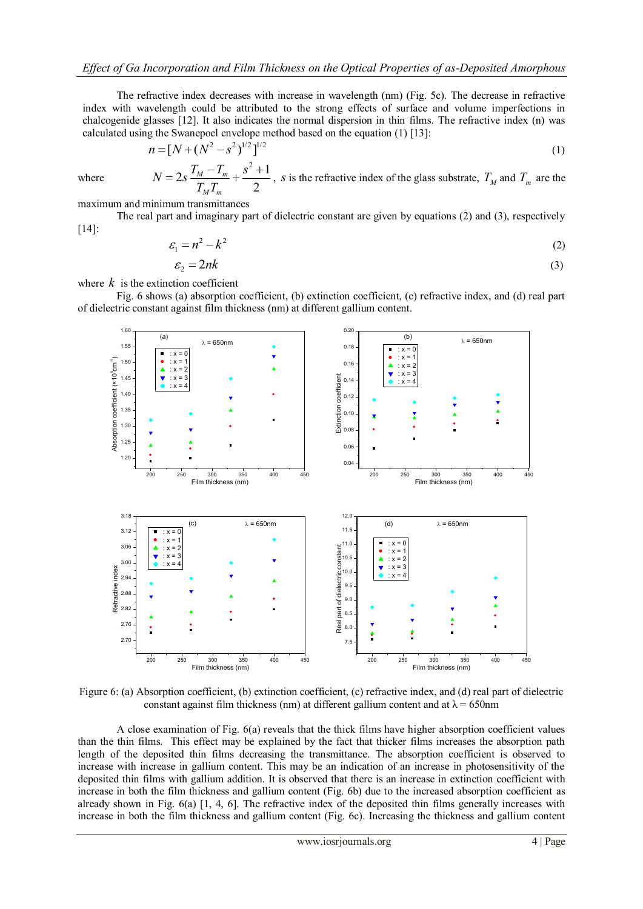The refractive index decreases with increase in wavelength (nm) (Fig. 5c). The decrease in refractive index with wavelength could be attributed to the strong effects of surface and volume imperfections in chalcogenide glasses [12]. It also indicates the normal dispersion in thin films. The refractive index (n) was calculated using the Swanepoel envelope method based on the equation (1) [13]:

$$n = [N + (N^2 - s^2)^{1/2}]^{1/2} \tag{1}$$

where $N = 2s\dfrac{T_M - T_m}{T_M T_m} + \dfrac{s^2+1}{2}$, $s$ is the refractive index of the glass substrate, $T_M$ and $T_m$ are the maximum and minimum transmittances

The real part and imaginary part of dielectric constant are given by equations (2) and (3), respectively [14]:

$$\varepsilon_1 = n^2 - k^2 \tag{2}$$

$$\varepsilon_2 = 2nk \tag{3}$$

where $k$ is the extinction coefficient

Fig. 6 shows (a) absorption coefficient, (b) extinction coefficient, (c) refractive index, and (d) real part of dielectric constant against film thickness (nm) at different gallium content.

(a)
λ = 650nm
: x = 0
: x = 1
: x = 2
: x = 3
: x = 4
Absorption coefficient (×10⁴cm⁻¹)
1.20 1.25 1.30 1.35 1.40 1.45 1.50 1.55 1.60
Film thickness (nm)
200 250 300 350 400 450

(b)
λ = 650nm
: x = 0
: x = 1
: x = 2
: x = 3
: x = 4
Extinction coefficient
0.04 0.06 0.08 0.10 0.12 0.14 0.16 0.18 0.20
Film thickness (nm)
200 250 300 350 400 450

(c)
λ = 650nm
: x = 0
: x = 1
: x = 2
: x = 3
: x = 4
Refractive index
2.70 2.76 2.82 2.88 2.94 3.00 3.06 3.12 3.18
Film thickness (nm)
200 250 300 350 400 450

(d)
λ = 650nm
: x = 0
: x = 1
: x = 2
: x = 3
: x = 4
Real part of dielectric constant
7.5 8.0 8.5 9.0 9.5 10.0 10.5 11.0 11.5 12.0
Film thickness (nm)
200 250 300 350 400 450

Figure 6: (a) Absorption coefficient, (b) extinction coefficient, (c) refractive index, and (d) real part of dielectric constant against film thickness (nm) at different gallium content and at λ = 650nm

A close examination of Fig. 6(a) reveals that the thick films have higher absorption coefficient values than the thin films. This effect may be explained by the fact that thicker films increases the absorption path length of the deposited thin films decreasing the transmittance. The absorption coefficient is observed to increase with increase in gallium content. This may be an indication of an increase in photosensitivity of the deposited thin films with gallium addition. It is observed that there is an increase in extinction coefficient with increase in both the film thickness and gallium content (Fig. 6b) due to the increased absorption coefficient as already shown in Fig. 6(a) [1, 4, 6]. The refractive index of the deposited thin films generally increases with increase in both the film thickness and gallium content (Fig. 6c). Increasing the thickness and gallium content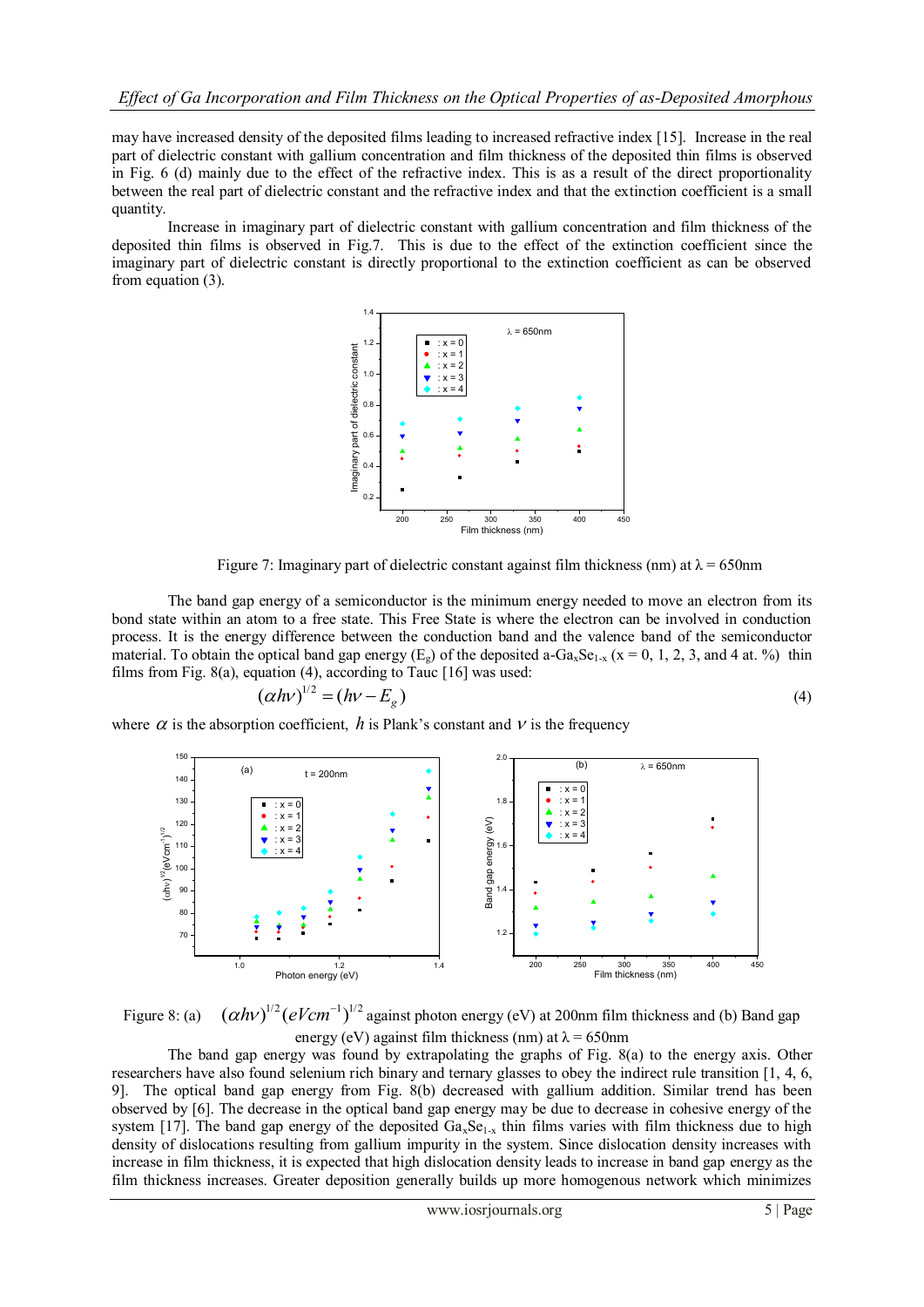may have increased density of the deposited films leading to increased refractive index [15]. Increase in the real part of dielectric constant with gallium concentration and film thickness of the deposited thin films is observed in Fig. 6 (d) mainly due to the effect of the refractive index. This is as a result of the direct proportionality between the real part of dielectric constant and the refractive index and that the extinction coefficient is a small quantity.

Increase in imaginary part of dielectric constant with gallium concentration and film thickness of the deposited thin films is observed in Fig.7. This is due to the effect of the extinction coefficient since the imaginary part of dielectric constant is directly proportional to the extinction coefficient as can be observed from equation (3).

λ = 650nm
: x = 0
: x = 1
: x = 2
: x = 3
: x = 4
Imaginary part of dielectric constant
Film thickness (nm)
1.4
1.2
1.0
0.8
0.6
0.4
0.2
200
250
300
350
400
450

Figure 7: Imaginary part of dielectric constant against film thickness (nm) at λ = 650nm

The band gap energy of a semiconductor is the minimum energy needed to move an electron from its bond state within an atom to a free state. This Free State is where the electron can be involved in conduction process. It is the energy difference between the conduction band and the valence band of the semiconductor material. To obtain the optical band gap energy ($E_g$) of the deposited a-$Ga_xSe_{1-x}$ (x = 0, 1, 2, 3, and 4 at. %) thin films from Fig. 8(a), equation (4), according to Tauc [16] was used:

$$(\alpha h\nu)^{1/2} = (h\nu - E_g) \tag{4}$$

where $\alpha$ is the absorption coefficient, $h$ is Plank's constant and $\nu$ is the frequency

(a)
t = 200nm
: x = 0
: x = 1
: x = 2
: x = 3
: x = 4
$(\alpha h\nu)^{1/2}(eVcm^{-1})^{1/2}$
Photon energy (eV)
150
140
130
120
110
100
90
80
70
1.0
1.2
1.4

(b)
λ = 650nm
: x = 0
: x = 1
: x = 2
: x = 3
: x = 4
Band gap energy (eV)
Film thickness (nm)
2.0
1.8
1.6
1.4
1.2
200
250
300
350
400
450

Figure 8: (a) $(\alpha h\nu)^{1/2}(eVcm^{-1})^{1/2}$ against photon energy (eV) at 200nm film thickness and (b) Band gap energy (eV) against film thickness (nm) at λ = 650nm

The band gap energy was found by extrapolating the graphs of Fig. 8(a) to the energy axis. Other researchers have also found selenium rich binary and ternary glasses to obey the indirect rule transition [1, 4, 6, 9]. The optical band gap energy from Fig. 8(b) decreased with gallium addition. Similar trend has been observed by [6]. The decrease in the optical band gap energy may be due to decrease in cohesive energy of the system [17]. The band gap energy of the deposited $Ga_xSe_{1-x}$ thin films varies with film thickness due to high density of dislocations resulting from gallium impurity in the system. Since dislocation density increases with increase in film thickness, it is expected that high dislocation density leads to increase in band gap energy as the film thickness increases. Greater deposition generally builds up more homogenous network which minimizes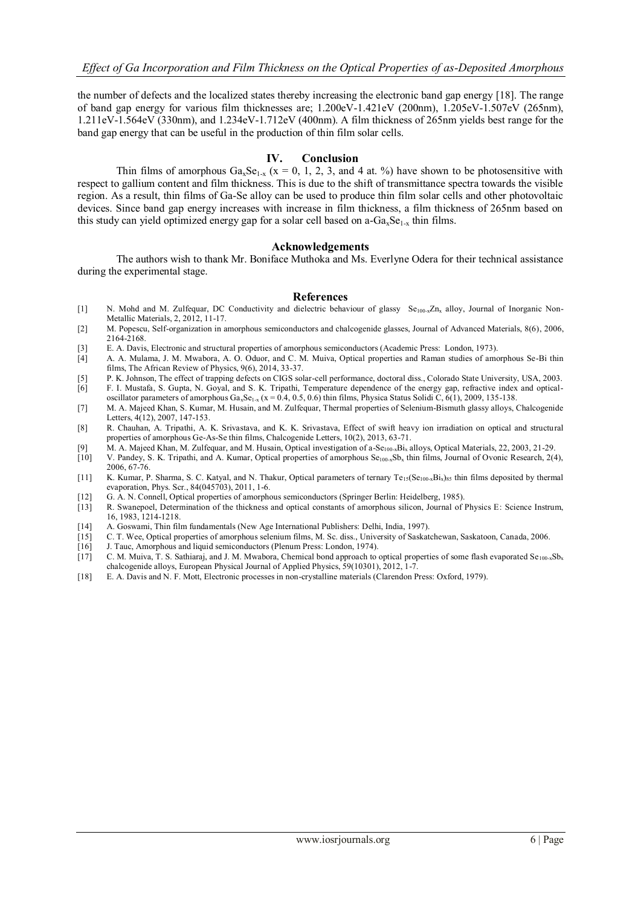the number of defects and the localized states thereby increasing the electronic band gap energy [18]. The range of band gap energy for various film thicknesses are; 1.200eV-1.421eV (200nm), 1.205eV-1.507eV (265nm), 1.211eV-1.564eV (330nm), and 1.234eV-1.712eV (400nm). A film thickness of 265nm yields best range for the band gap energy that can be useful in the production of thin film solar cells.

## IV. Conclusion

Thin films of amorphous $Ga_xSe_{1-x}$ (x = 0, 1, 2, 3, and 4 at. %) have shown to be photosensitive with respect to gallium content and film thickness. This is due to the shift of transmittance spectra towards the visible region. As a result, thin films of Ga-Se alloy can be used to produce thin film solar cells and other photovoltaic devices. Since band gap energy increases with increase in film thickness, a film thickness of 265nm based on this study can yield optimized energy gap for a solar cell based on a-$Ga_xSe_{1-x}$ thin films.

## Acknowledgements

The authors wish to thank Mr. Boniface Muthoka and Ms. Everlyne Odera for their technical assistance during the experimental stage.

## References

[1] N. Mohd and M. Zulfequar, DC Conductivity and dielectric behaviour of glassy $Se_{100-x}Zn_x$ alloy, Journal of Inorganic Non-Metallic Materials, 2, 2012, 11-17.

[2] M. Popescu, Self-organization in amorphous semiconductors and chalcogenide glasses, Journal of Advanced Materials, 8(6), 2006, 2164-2168.

[3] E. A. Davis, Electronic and structural properties of amorphous semiconductors (Academic Press: London, 1973).

[4] A. A. Mulama, J. M. Mwabora, A. O. Oduor, and C. M. Muiva, Optical properties and Raman studies of amorphous Se-Bi thin films, The African Review of Physics, 9(6), 2014, 33-37.

[5] P. K. Johnson, The effect of trapping defects on CIGS solar-cell performance, doctoral diss., Colorado State University, USA, 2003.

[6] F. I. Mustafa, S. Gupta, N. Goyal, and S. K. Tripathi, Temperature dependence of the energy gap, refractive index and optical-oscillator parameters of amorphous $Ga_xSe_{1-x}$ (x = 0.4, 0.5, 0.6) thin films, Physica Status Solidi C, 6(1), 2009, 135-138.

[7] M. A. Majeed Khan, S. Kumar, M. Husain, and M. Zulfequar, Thermal properties of Selenium-Bismuth glassy alloys, Chalcogenide Letters, 4(12), 2007, 147-153.

[8] R. Chauhan, A. Tripathi, A. K. Srivastava, and K. K. Srivastava, Effect of swift heavy ion irradiation on optical and structural properties of amorphous Ge-As-Se thin films, Chalcogenide Letters, 10(2), 2013, 63-71.

[9] M. A. Majeed Khan, M. Zulfequar, and M. Husain, Optical investigation of a-$Se_{100-x}Bi_x$ alloys, Optical Materials, 22, 2003, 21-29.

[10] V. Pandey, S. K. Tripathi, and A. Kumar, Optical properties of amorphous $Se_{100-x}Sb_x$ thin films, Journal of Ovonic Research, 2(4), 2006, 67-76.

[11] K. Kumar, P. Sharma, S. C. Katyal, and N. Thakur, Optical parameters of ternary $Te_{15}(Se_{100-x}Bi_x)_{85}$ thin films deposited by thermal evaporation, Phys. Scr., 84(045703), 2011, 1-6.

[12] G. A. N. Connell, Optical properties of amorphous semiconductors (Springer Berlin: Heidelberg, 1985).

[13] R. Swanepoel, Determination of the thickness and optical constants of amorphous silicon, Journal of Physics E: Science Instrum, 16, 1983, 1214-1218.

[14] A. Goswami, Thin film fundamentals (New Age International Publishers: Delhi, India, 1997).

[15] C. T. Wee, Optical properties of amorphous selenium films, M. Sc. diss., University of Saskatchewan, Saskatoon, Canada, 2006.

[16] J. Tauc, Amorphous and liquid semiconductors (Plenum Press: London, 1974).

[17] C. M. Muiva, T. S. Sathiaraj, and J. M. Mwabora, Chemical bond approach to optical properties of some flash evaporated $Se_{100-x}Sb_x$ chalcogenide alloys, European Physical Journal of Applied Physics, 59(10301), 2012, 1-7.

[18] E. A. Davis and N. F. Mott, Electronic processes in non-crystalline materials (Clarendon Press: Oxford, 1979).